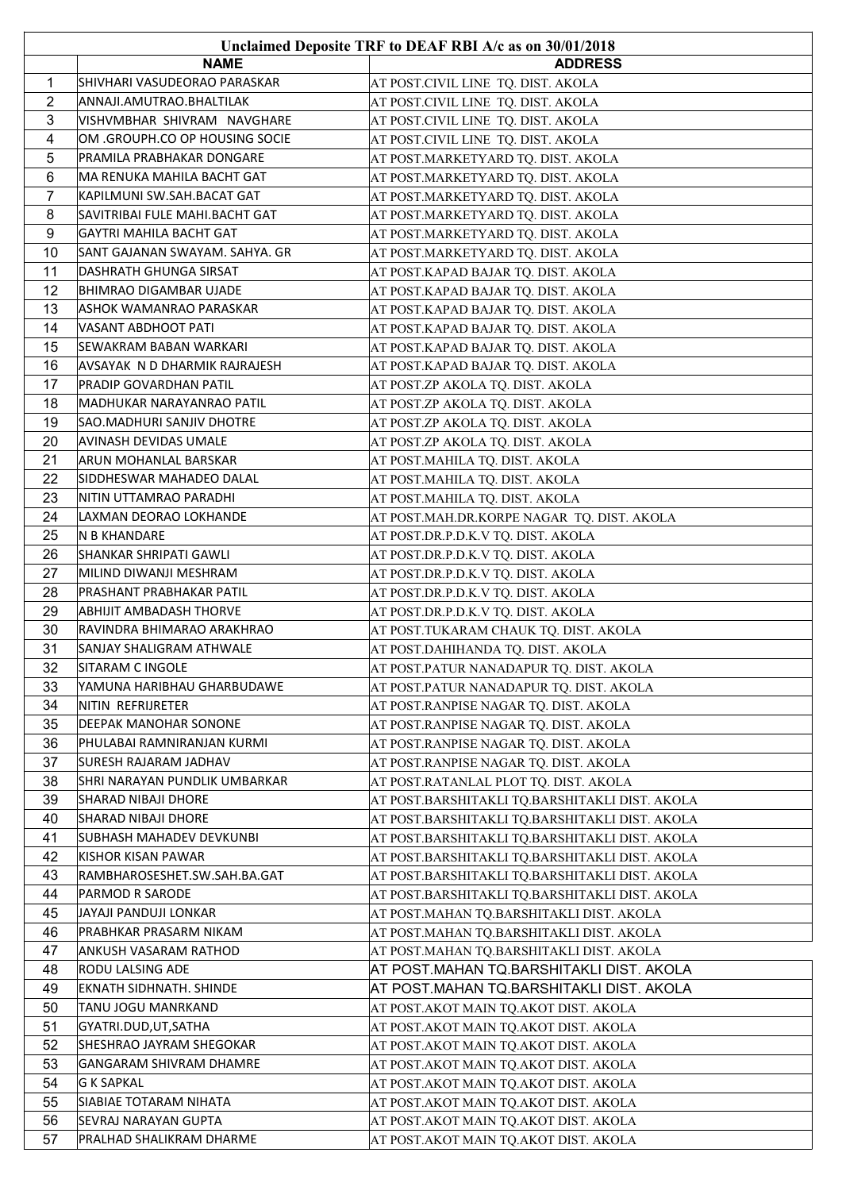| Unclaimed Deposite TRF to DEAF RBI A/c as on 30/01/2018 | | |
|---|---|---|
| | **NAME** | **ADDRESS** |
| 1 | SHIVHARI VASUDEORAO PARASKAR | AT POST.CIVIL LINE TQ. DIST. AKOLA |
| 2 | ANNAJI.AMUTRAO.BHALTILAK | AT POST.CIVIL LINE TQ. DIST. AKOLA |
| 3 | VISHVMBHAR SHIVRAM NAVGHARE | AT POST.CIVIL LINE TQ. DIST. AKOLA |
| 4 | OM .GROUPH.CO OP HOUSING SOCIE | AT POST.CIVIL LINE TQ. DIST. AKOLA |
| 5 | PRAMILA PRABHAKAR DONGARE | AT POST.MARKETYARD TQ. DIST. AKOLA |
| 6 | MA RENUKA MAHILA BACHT GAT | AT POST.MARKETYARD TQ. DIST. AKOLA |
| 7 | KAPILMUNI SW.SAH.BACAT GAT | AT POST.MARKETYARD TQ. DIST. AKOLA |
| 8 | SAVITRIBAI FULE MAHI.BACHT GAT | AT POST.MARKETYARD TQ. DIST. AKOLA |
| 9 | GAYTRI MAHILA BACHT GAT | AT POST.MARKETYARD TQ. DIST. AKOLA |
| 10 | SANT GAJANAN SWAYAM. SAHYA. GR | AT POST.MARKETYARD TQ. DIST. AKOLA |
| 11 | DASHRATH GHUNGA SIRSAT | AT POST.KAPAD BAJAR TQ. DIST. AKOLA |
| 12 | BHIMRAO DIGAMBAR UJADE | AT POST.KAPAD BAJAR TQ. DIST. AKOLA |
| 13 | ASHOK WAMANRAO PARASKAR | AT POST.KAPAD BAJAR TQ. DIST. AKOLA |
| 14 | VASANT ABDHOOT PATI | AT POST.KAPAD BAJAR TQ. DIST. AKOLA |
| 15 | SEWAKRAM BABAN WARKARI | AT POST.KAPAD BAJAR TQ. DIST. AKOLA |
| 16 | AVSAYAK N D DHARMIK RAJRAJESH | AT POST.KAPAD BAJAR TQ. DIST. AKOLA |
| 17 | PRADIP GOVARDHAN PATIL | AT POST.ZP AKOLA TQ. DIST. AKOLA |
| 18 | MADHUKAR NARAYANRAO PATIL | AT POST.ZP AKOLA TQ. DIST. AKOLA |
| 19 | SAO.MADHURI SANJIV DHOTRE | AT POST.ZP AKOLA TQ. DIST. AKOLA |
| 20 | AVINASH DEVIDAS UMALE | AT POST.ZP AKOLA TQ. DIST. AKOLA |
| 21 | ARUN MOHANLAL BARSKAR | AT POST.MAHILA TQ. DIST. AKOLA |
| 22 | SIDDHESWAR MAHADEO DALAL | AT POST.MAHILA TQ. DIST. AKOLA |
| 23 | NITIN UTTAMRAO PARADHI | AT POST.MAHILA TQ. DIST. AKOLA |
| 24 | LAXMAN DEORAO LOKHANDE | AT POST.MAH.DR.KORPE NAGAR TQ. DIST. AKOLA |
| 25 | N B KHANDARE | AT POST.DR.P.D.K.V TQ. DIST. AKOLA |
| 26 | SHANKAR SHRIPATI GAWLI | AT POST.DR.P.D.K.V TQ. DIST. AKOLA |
| 27 | MILIND DIWANJI MESHRAM | AT POST.DR.P.D.K.V TQ. DIST. AKOLA |
| 28 | PRASHANT PRABHAKAR PATIL | AT POST.DR.P.D.K.V TQ. DIST. AKOLA |
| 29 | ABHIJIT AMBADASH THORVE | AT POST.DR.P.D.K.V TQ. DIST. AKOLA |
| 30 | RAVINDRA BHIMARAO ARAKHRAO | AT POST.TUKARAM CHAUK TQ. DIST. AKOLA |
| 31 | SANJAY SHALIGRAM ATHWALE | AT POST.DAHIHANDA TQ. DIST. AKOLA |
| 32 | SITARAM C INGOLE | AT POST.PATUR NANADAPUR TQ. DIST. AKOLA |
| 33 | YAMUNA HARIBHAU GHARBUDAWE | AT POST.PATUR NANADAPUR TQ. DIST. AKOLA |
| 34 | NITIN REFRIJRETER | AT POST.RANPISE NAGAR TQ. DIST. AKOLA |
| 35 | DEEPAK MANOHAR SONONE | AT POST.RANPISE NAGAR TQ. DIST. AKOLA |
| 36 | PHULABAI RAMNIRANJAN KURMI | AT POST.RANPISE NAGAR TQ. DIST. AKOLA |
| 37 | SURESH RAJARAM JADHAV | AT POST.RANPISE NAGAR TQ. DIST. AKOLA |
| 38 | SHRI NARAYAN PUNDLIK UMBARKAR | AT POST.RATANLAL PLOT TQ. DIST. AKOLA |
| 39 | SHARAD NIBAJI DHORE | AT POST.BARSHITAKLI TQ.BARSHITAKLI DIST. AKOLA |
| 40 | SHARAD NIBAJI DHORE | AT POST.BARSHITAKLI TQ.BARSHITAKLI DIST. AKOLA |
| 41 | SUBHASH MAHADEV DEVKUNBI | AT POST.BARSHITAKLI TQ.BARSHITAKLI DIST. AKOLA |
| 42 | KISHOR KISAN PAWAR | AT POST.BARSHITAKLI TQ.BARSHITAKLI DIST. AKOLA |
| 43 | RAMBHAROSESHET.SW.SAH.BA.GAT | AT POST.BARSHITAKLI TQ.BARSHITAKLI DIST. AKOLA |
| 44 | PARMOD R SARODE | AT POST.BARSHITAKLI TQ.BARSHITAKLI DIST. AKOLA |
| 45 | JAYAJI PANDUJI LONKAR | AT POST.MAHAN TQ.BARSHITAKLI DIST. AKOLA |
| 46 | PRABHKAR PRASARM NIKAM | AT POST.MAHAN TQ.BARSHITAKLI DIST. AKOLA |
| 47 | ANKUSH VASARAM RATHOD | AT POST.MAHAN TQ.BARSHITAKLI DIST. AKOLA |
| 48 | RODU LALSING ADE | AT POST.MAHAN TQ.BARSHITAKLI DIST. AKOLA |
| 49 | EKNATH SIDHNATH. SHINDE | AT POST.MAHAN TQ.BARSHITAKLI DIST. AKOLA |
| 50 | TANU JOGU MANRKAND | AT POST.AKOT MAIN TQ.AKOT DIST. AKOLA |
| 51 | GYATRI.DUD,UT,SATHA | AT POST.AKOT MAIN TQ.AKOT DIST. AKOLA |
| 52 | SHESHRAO JAYRAM SHEGOKAR | AT POST.AKOT MAIN TQ.AKOT DIST. AKOLA |
| 53 | GANGARAM SHIVRAM DHAMRE | AT POST.AKOT MAIN TQ.AKOT DIST. AKOLA |
| 54 | G K SAPKAL | AT POST.AKOT MAIN TQ.AKOT DIST. AKOLA |
| 55 | SIABIAE TOTARAM NIHATA | AT POST.AKOT MAIN TQ.AKOT DIST. AKOLA |
| 56 | SEVRAJ NARAYAN GUPTA | AT POST.AKOT MAIN TQ.AKOT DIST. AKOLA |
| 57 | PRALHAD SHALIKRAM DHARME | AT POST.AKOT MAIN TQ.AKOT DIST. AKOLA |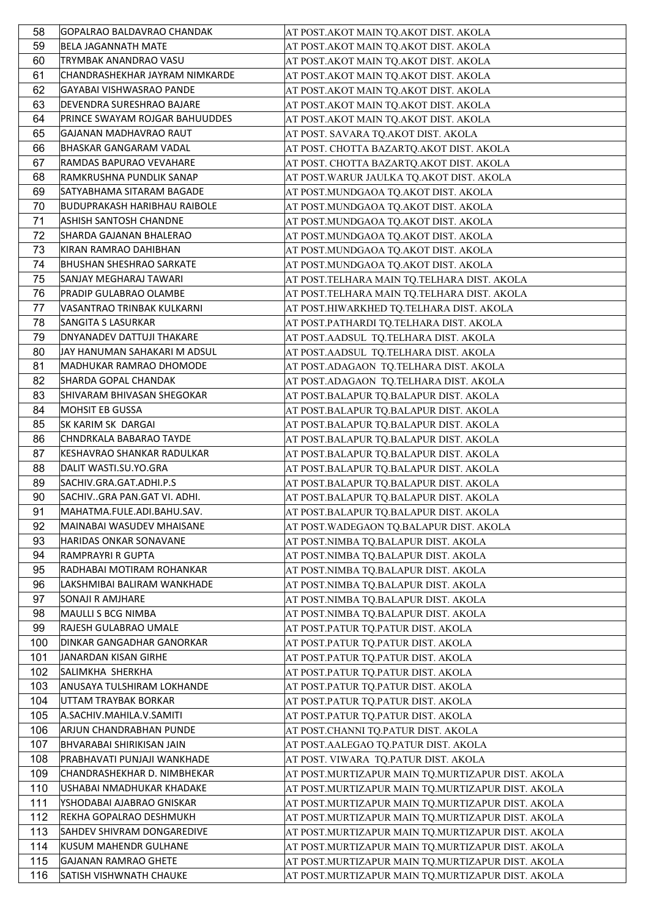| | | |
|---|---|---|
| 58 | GOPALRAO BALDAVRAO CHANDAK | AT POST.AKOT MAIN TQ.AKOT DIST. AKOLA |
| 59 | BELA JAGANNATH MATE | AT POST.AKOT MAIN TQ.AKOT DIST. AKOLA |
| 60 | TRYMBAK ANANDRAO VASU | AT POST.AKOT MAIN TQ.AKOT DIST. AKOLA |
| 61 | CHANDRASHEKHAR JAYRAM NIMKARDE | AT POST.AKOT MAIN TQ.AKOT DIST. AKOLA |
| 62 | GAYABAI VISHWASRAO PANDE | AT POST.AKOT MAIN TQ.AKOT DIST. AKOLA |
| 63 | DEVENDRA SURESHRAO BAJARE | AT POST.AKOT MAIN TQ.AKOT DIST. AKOLA |
| 64 | PRINCE SWAYAM ROJGAR BAHUUDDES | AT POST.AKOT MAIN TQ.AKOT DIST. AKOLA |
| 65 | GAJANAN MADHAVRAO RAUT | AT POST. SAVARA TQ.AKOT DIST. AKOLA |
| 66 | BHASKAR GANGARAM VADAL | AT POST. CHOTTA BAZARTQ.AKOT DIST. AKOLA |
| 67 | RAMDAS BAPURAO VEVAHARE | AT POST. CHOTTA BAZARTQ.AKOT DIST. AKOLA |
| 68 | RAMKRUSHNA PUNDLIK SANAP | AT POST.WARUR JAULKA TQ.AKOT DIST. AKOLA |
| 69 | SATYABHAMA SITARAM BAGADE | AT POST.MUNDGAOA TQ.AKOT DIST. AKOLA |
| 70 | BUDUPRAKASH HARIBHAU RAIBOLE | AT POST.MUNDGAOA TQ.AKOT DIST. AKOLA |
| 71 | ASHISH SANTOSH CHANDNE | AT POST.MUNDGAOA TQ.AKOT DIST. AKOLA |
| 72 | SHARDA GAJANAN BHALERAO | AT POST.MUNDGAOA TQ.AKOT DIST. AKOLA |
| 73 | KIRAN RAMRAO DAHIBHAN | AT POST.MUNDGAOA TQ.AKOT DIST. AKOLA |
| 74 | BHUSHAN SHESHRAO SARKATE | AT POST.MUNDGAOA TQ.AKOT DIST. AKOLA |
| 75 | SANJAY MEGHARAJ TAWARI | AT POST.TELHARA MAIN TQ.TELHARA DIST. AKOLA |
| 76 | PRADIP GULABRAO OLAMBE | AT POST.TELHARA MAIN TQ.TELHARA DIST. AKOLA |
| 77 | VASANTRAO TRINBAK KULKARNI | AT POST.HIWARKHED TQ.TELHARA DIST. AKOLA |
| 78 | SANGITA S LASURKAR | AT POST.PATHARDI TQ.TELHARA DIST. AKOLA |
| 79 | DNYANADEV DATTUJI THAKARE | AT POST.AADSUL TQ.TELHARA DIST. AKOLA |
| 80 | JAY HANUMAN SAHAKARI M ADSUL | AT POST.AADSUL TQ.TELHARA DIST. AKOLA |
| 81 | MADHUKAR RAMRAO DHOMODE | AT POST.ADAGAON TQ.TELHARA DIST. AKOLA |
| 82 | SHARDA GOPAL CHANDAK | AT POST.ADAGAON TQ.TELHARA DIST. AKOLA |
| 83 | SHIVARAM BHIVASAN SHEGOKAR | AT POST.BALAPUR TQ.BALAPUR DIST. AKOLA |
| 84 | MOHSIT EB GUSSA | AT POST.BALAPUR TQ.BALAPUR DIST. AKOLA |
| 85 | SK KARIM SK DARGAI | AT POST.BALAPUR TQ.BALAPUR DIST. AKOLA |
| 86 | CHNDRKALA BABARAO TAYDE | AT POST.BALAPUR TQ.BALAPUR DIST. AKOLA |
| 87 | KESHAVRAO SHANKAR RADULKAR | AT POST.BALAPUR TQ.BALAPUR DIST. AKOLA |
| 88 | DALIT WASTI.SU.YO.GRA | AT POST.BALAPUR TQ.BALAPUR DIST. AKOLA |
| 89 | SACHIV.GRA.GAT.ADHI.P.S | AT POST.BALAPUR TQ.BALAPUR DIST. AKOLA |
| 90 | SACHIV..GRA PAN.GAT VI. ADHI. | AT POST.BALAPUR TQ.BALAPUR DIST. AKOLA |
| 91 | MAHATMA.FULE.ADI.BAHU.SAV. | AT POST.BALAPUR TQ.BALAPUR DIST. AKOLA |
| 92 | MAINABAI WASUDEV MHAISANE | AT POST.WADEGAON TQ.BALAPUR DIST. AKOLA |
| 93 | HARIDAS ONKAR SONAVANE | AT POST.NIMBA TQ.BALAPUR DIST. AKOLA |
| 94 | RAMPRAYRI R GUPTA | AT POST.NIMBA TQ.BALAPUR DIST. AKOLA |
| 95 | RADHABAI MOTIRAM ROHANKAR | AT POST.NIMBA TQ.BALAPUR DIST. AKOLA |
| 96 | LAKSHMIBAI BALIRAM WANKHADE | AT POST.NIMBA TQ.BALAPUR DIST. AKOLA |
| 97 | SONAJI R AMJHARE | AT POST.NIMBA TQ.BALAPUR DIST. AKOLA |
| 98 | MAULLI S BCG NIMBA | AT POST.NIMBA TQ.BALAPUR DIST. AKOLA |
| 99 | RAJESH GULABRAO UMALE | AT POST.PATUR TQ.PATUR DIST. AKOLA |
| 100 | DINKAR GANGADHAR GANORKAR | AT POST.PATUR TQ.PATUR DIST. AKOLA |
| 101 | JANARDAN KISAN GIRHE | AT POST.PATUR TQ.PATUR DIST. AKOLA |
| 102 | SALIMKHA SHERKHA | AT POST.PATUR TQ.PATUR DIST. AKOLA |
| 103 | ANUSAYA TULSHIRAM LOKHANDE | AT POST.PATUR TQ.PATUR DIST. AKOLA |
| 104 | UTTAM TRAYBAK BORKAR | AT POST.PATUR TQ.PATUR DIST. AKOLA |
| 105 | A.SACHIV.MAHILA.V.SAMITI | AT POST.PATUR TQ.PATUR DIST. AKOLA |
| 106 | ARJUN CHANDRABHAN PUNDE | AT POST.CHANNI TQ.PATUR DIST. AKOLA |
| 107 | BHVARABAI SHIRIKISAN JAIN | AT POST.AALEGAO TQ.PATUR DIST. AKOLA |
| 108 | PRABHAVATI PUNJAJI WANKHADE | AT POST. VIWARA TQ.PATUR DIST. AKOLA |
| 109 | CHANDRASHEKHAR D. NIMBHEKAR | AT POST.MURTIZAPUR MAIN TQ.MURTIZAPUR DIST. AKOLA |
| 110 | USHABAI NMADHUKAR KHADAKE | AT POST.MURTIZAPUR MAIN TQ.MURTIZAPUR DIST. AKOLA |
| 111 | YSHODABAI AJABRAO GNISKAR | AT POST.MURTIZAPUR MAIN TQ.MURTIZAPUR DIST. AKOLA |
| 112 | REKHA GOPALRAO DESHMUKH | AT POST.MURTIZAPUR MAIN TQ.MURTIZAPUR DIST. AKOLA |
| 113 | SAHDEV SHIVRAM DONGAREDIVE | AT POST.MURTIZAPUR MAIN TQ.MURTIZAPUR DIST. AKOLA |
| 114 | KUSUM MAHENDR GULHANE | AT POST.MURTIZAPUR MAIN TQ.MURTIZAPUR DIST. AKOLA |
| 115 | GAJANAN RAMRAO GHETE | AT POST.MURTIZAPUR MAIN TQ.MURTIZAPUR DIST. AKOLA |
| 116 | SATISH VISHWNATH CHAUKE | AT POST.MURTIZAPUR MAIN TQ.MURTIZAPUR DIST. AKOLA |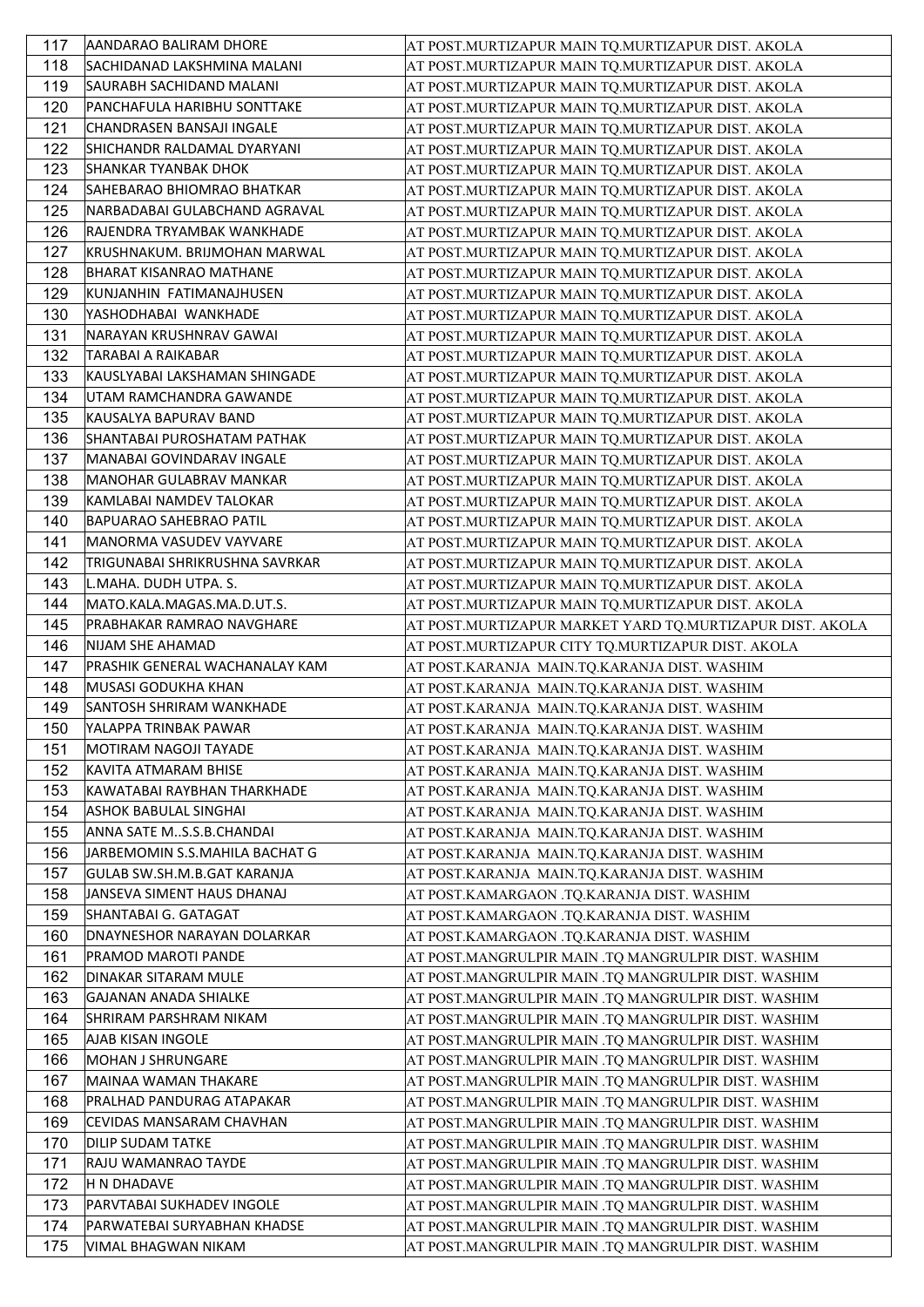| | | |
|---|---|---|
| 117 | AANDARAO BALIRAM DHORE | AT POST.MURTIZAPUR MAIN TQ.MURTIZAPUR DIST. AKOLA |
| 118 | SACHIDANAD LAKSHMINA MALANI | AT POST.MURTIZAPUR MAIN TQ.MURTIZAPUR DIST. AKOLA |
| 119 | SAURABH SACHIDAND MALANI | AT POST.MURTIZAPUR MAIN TQ.MURTIZAPUR DIST. AKOLA |
| 120 | PANCHAFULA HARIBHU SONTTAKE | AT POST.MURTIZAPUR MAIN TQ.MURTIZAPUR DIST. AKOLA |
| 121 | CHANDRASEN BANSAJI INGALE | AT POST.MURTIZAPUR MAIN TQ.MURTIZAPUR DIST. AKOLA |
| 122 | SHICHANDR RALDAMAL DYARYANI | AT POST.MURTIZAPUR MAIN TQ.MURTIZAPUR DIST. AKOLA |
| 123 | SHANKAR TYANBAK DHOK | AT POST.MURTIZAPUR MAIN TQ.MURTIZAPUR DIST. AKOLA |
| 124 | SAHEBARAO BHIOMRAO BHATKAR | AT POST.MURTIZAPUR MAIN TQ.MURTIZAPUR DIST. AKOLA |
| 125 | NARBADABAI GULABCHAND AGRAVAL | AT POST.MURTIZAPUR MAIN TQ.MURTIZAPUR DIST. AKOLA |
| 126 | RAJENDRA TRYAMBAK WANKHADE | AT POST.MURTIZAPUR MAIN TQ.MURTIZAPUR DIST. AKOLA |
| 127 | KRUSHNAKUM. BRIJMOHAN MARWAL | AT POST.MURTIZAPUR MAIN TQ.MURTIZAPUR DIST. AKOLA |
| 128 | BHARAT KISANRAO MATHANE | AT POST.MURTIZAPUR MAIN TQ.MURTIZAPUR DIST. AKOLA |
| 129 | KUNJANHIN FATIMANAJHUSEN | AT POST.MURTIZAPUR MAIN TQ.MURTIZAPUR DIST. AKOLA |
| 130 | YASHODHABAI WANKHADE | AT POST.MURTIZAPUR MAIN TQ.MURTIZAPUR DIST. AKOLA |
| 131 | NARAYAN KRUSHNRAV GAWAI | AT POST.MURTIZAPUR MAIN TQ.MURTIZAPUR DIST. AKOLA |
| 132 | TARABAI A RAIKABAR | AT POST.MURTIZAPUR MAIN TQ.MURTIZAPUR DIST. AKOLA |
| 133 | KAUSLYABAI LAKSHAMAN SHINGADE | AT POST.MURTIZAPUR MAIN TQ.MURTIZAPUR DIST. AKOLA |
| 134 | UTAM RAMCHANDRA GAWANDE | AT POST.MURTIZAPUR MAIN TQ.MURTIZAPUR DIST. AKOLA |
| 135 | KAUSALYA BAPURAV BAND | AT POST.MURTIZAPUR MAIN TQ.MURTIZAPUR DIST. AKOLA |
| 136 | SHANTABAI PUROSHATAM PATHAK | AT POST.MURTIZAPUR MAIN TQ.MURTIZAPUR DIST. AKOLA |
| 137 | MANABAI GOVINDARAV INGALE | AT POST.MURTIZAPUR MAIN TQ.MURTIZAPUR DIST. AKOLA |
| 138 | MANOHAR GULABRAV MANKAR | AT POST.MURTIZAPUR MAIN TQ.MURTIZAPUR DIST. AKOLA |
| 139 | KAMLABAI NAMDEV TALOKAR | AT POST.MURTIZAPUR MAIN TQ.MURTIZAPUR DIST. AKOLA |
| 140 | BAPUARAO SAHEBRAO PATIL | AT POST.MURTIZAPUR MAIN TQ.MURTIZAPUR DIST. AKOLA |
| 141 | MANORMA VASUDEV VAYVARE | AT POST.MURTIZAPUR MAIN TQ.MURTIZAPUR DIST. AKOLA |
| 142 | TRIGUNABAI SHRIKRUSHNA SAVRKAR | AT POST.MURTIZAPUR MAIN TQ.MURTIZAPUR DIST. AKOLA |
| 143 | L.MAHA. DUDH UTPA. S. | AT POST.MURTIZAPUR MAIN TQ.MURTIZAPUR DIST. AKOLA |
| 144 | MATO.KALA.MAGAS.MA.D.UT.S. | AT POST.MURTIZAPUR MAIN TQ.MURTIZAPUR DIST. AKOLA |
| 145 | PRABHAKAR RAMRAO NAVGHARE | AT POST.MURTIZAPUR MARKET YARD TQ.MURTIZAPUR DIST. AKOLA |
| 146 | NIJAM SHE AHAMAD | AT POST.MURTIZAPUR CITY TQ.MURTIZAPUR DIST. AKOLA |
| 147 | PRASHIK GENERAL WACHANALAY KAM | AT POST.KARANJA MAIN.TQ.KARANJA DIST. WASHIM |
| 148 | MUSASI GODUKHA KHAN | AT POST.KARANJA MAIN.TQ.KARANJA DIST. WASHIM |
| 149 | SANTOSH SHRIRAM WANKHADE | AT POST.KARANJA MAIN.TQ.KARANJA DIST. WASHIM |
| 150 | YALAPPA TRINBAK PAWAR | AT POST.KARANJA MAIN.TQ.KARANJA DIST. WASHIM |
| 151 | MOTIRAM NAGOJI TAYADE | AT POST.KARANJA MAIN.TQ.KARANJA DIST. WASHIM |
| 152 | KAVITA ATMARAM BHISE | AT POST.KARANJA MAIN.TQ.KARANJA DIST. WASHIM |
| 153 | KAWATABAI RAYBHAN THARKHADE | AT POST.KARANJA MAIN.TQ.KARANJA DIST. WASHIM |
| 154 | ASHOK BABULAL SINGHAI | AT POST.KARANJA MAIN.TQ.KARANJA DIST. WASHIM |
| 155 | ANNA SATE M..S.S.B.CHANDAI | AT POST.KARANJA MAIN.TQ.KARANJA DIST. WASHIM |
| 156 | JARBEMOMIN S.S.MAHILA BACHAT G | AT POST.KARANJA MAIN.TQ.KARANJA DIST. WASHIM |
| 157 | GULAB SW.SH.M.B.GAT KARANJA | AT POST.KARANJA MAIN.TQ.KARANJA DIST. WASHIM |
| 158 | JANSEVA SIMENT HAUS DHANAJ | AT POST.KAMARGAON .TQ.KARANJA DIST. WASHIM |
| 159 | SHANTABAI G. GATAGAT | AT POST.KAMARGAON .TQ.KARANJA DIST. WASHIM |
| 160 | DNAYNESHOR NARAYAN DOLARKAR | AT POST.KAMARGAON .TQ.KARANJA DIST. WASHIM |
| 161 | PRAMOD MAROTI PANDE | AT POST.MANGRULPIR MAIN .TQ MANGRULPIR DIST. WASHIM |
| 162 | DINAKAR SITARAM MULE | AT POST.MANGRULPIR MAIN .TQ MANGRULPIR DIST. WASHIM |
| 163 | GAJANAN ANADA SHIALKE | AT POST.MANGRULPIR MAIN .TQ MANGRULPIR DIST. WASHIM |
| 164 | SHRIRAM PARSHRAM NIKAM | AT POST.MANGRULPIR MAIN .TQ MANGRULPIR DIST. WASHIM |
| 165 | AJAB KISAN INGOLE | AT POST.MANGRULPIR MAIN .TQ MANGRULPIR DIST. WASHIM |
| 166 | MOHAN J SHRUNGARE | AT POST.MANGRULPIR MAIN .TQ MANGRULPIR DIST. WASHIM |
| 167 | MAINAA WAMAN THAKARE | AT POST.MANGRULPIR MAIN .TQ MANGRULPIR DIST. WASHIM |
| 168 | PRALHAD PANDURAG ATAPAKAR | AT POST.MANGRULPIR MAIN .TQ MANGRULPIR DIST. WASHIM |
| 169 | CEVIDAS MANSARAM CHAVHAN | AT POST.MANGRULPIR MAIN .TQ MANGRULPIR DIST. WASHIM |
| 170 | DILIP SUDAM TATKE | AT POST.MANGRULPIR MAIN .TQ MANGRULPIR DIST. WASHIM |
| 171 | RAJU WAMANRAO TAYDE | AT POST.MANGRULPIR MAIN .TQ MANGRULPIR DIST. WASHIM |
| 172 | H N DHADAVE | AT POST.MANGRULPIR MAIN .TQ MANGRULPIR DIST. WASHIM |
| 173 | PARVTABAI SUKHADEV INGOLE | AT POST.MANGRULPIR MAIN .TQ MANGRULPIR DIST. WASHIM |
| 174 | PARWATEBAI SURYABHAN KHADSE | AT POST.MANGRULPIR MAIN .TQ MANGRULPIR DIST. WASHIM |
| 175 | VIMAL BHAGWAN NIKAM | AT POST.MANGRULPIR MAIN .TQ MANGRULPIR DIST. WASHIM |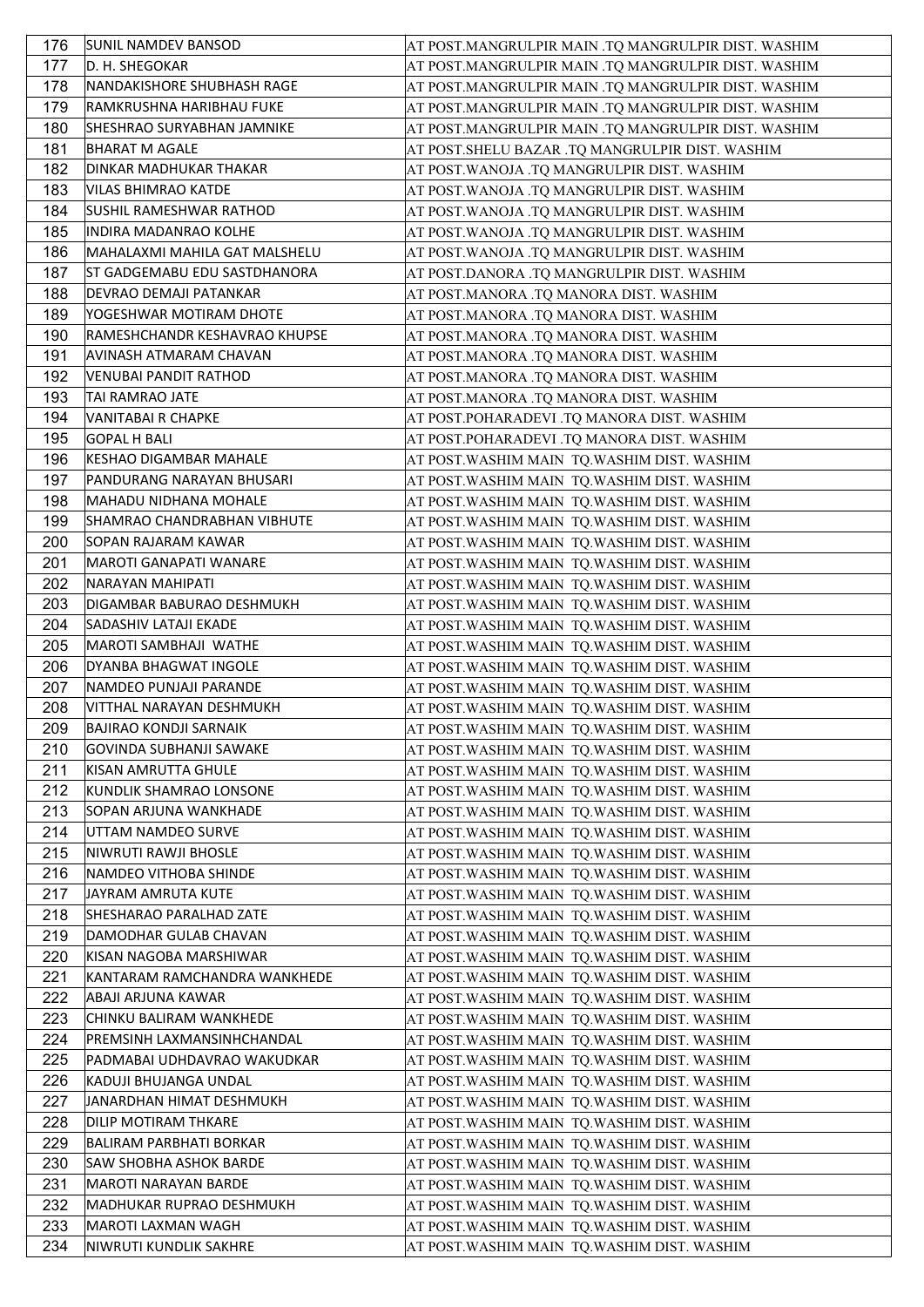| 176 | SUNIL NAMDEV BANSOD | AT POST.MANGRULPIR MAIN .TQ MANGRULPIR DIST. WASHIM |
|---|---|---|
| 177 | D. H. SHEGOKAR | AT POST.MANGRULPIR MAIN .TQ MANGRULPIR DIST. WASHIM |
| 178 | NANDAKISHORE SHUBHASH RAGE | AT POST.MANGRULPIR MAIN .TQ MANGRULPIR DIST. WASHIM |
| 179 | RAMKRUSHNA HARIBHAU FUKE | AT POST.MANGRULPIR MAIN .TQ MANGRULPIR DIST. WASHIM |
| 180 | SHESHRAO SURYABHAN JAMNIKE | AT POST.MANGRULPIR MAIN .TQ MANGRULPIR DIST. WASHIM |
| 181 | BHARAT M AGALE | AT POST.SHELU BAZAR .TQ MANGRULPIR DIST. WASHIM |
| 182 | DINKAR MADHUKAR THAKAR | AT POST.WANOJA .TQ MANGRULPIR DIST. WASHIM |
| 183 | VILAS BHIMRAO KATDE | AT POST.WANOJA .TQ MANGRULPIR DIST. WASHIM |
| 184 | SUSHIL RAMESHWAR RATHOD | AT POST.WANOJA .TQ MANGRULPIR DIST. WASHIM |
| 185 | INDIRA MADANRAO KOLHE | AT POST.WANOJA .TQ MANGRULPIR DIST. WASHIM |
| 186 | MAHALAXMI MAHILA GAT MALSHELU | AT POST.WANOJA .TQ MANGRULPIR DIST. WASHIM |
| 187 | ST GADGEMABU EDU SASTDHANORA | AT POST.DANORA .TQ MANGRULPIR DIST. WASHIM |
| 188 | DEVRAO DEMAJI PATANKAR | AT POST.MANORA .TQ MANORA DIST. WASHIM |
| 189 | YOGESHWAR MOTIRAM DHOTE | AT POST.MANORA .TQ MANORA DIST. WASHIM |
| 190 | RAMESHCHANDR KESHAVRAO KHUPSE | AT POST.MANORA .TQ MANORA DIST. WASHIM |
| 191 | AVINASH ATMARAM CHAVAN | AT POST.MANORA .TQ MANORA DIST. WASHIM |
| 192 | VENUBAI PANDIT RATHOD | AT POST.MANORA .TQ MANORA DIST. WASHIM |
| 193 | TAI RAMRAO JATE | AT POST.MANORA .TQ MANORA DIST. WASHIM |
| 194 | VANITABAI R CHAPKE | AT POST.POHARADEVI .TQ MANORA DIST. WASHIM |
| 195 | GOPAL H BALI | AT POST.POHARADEVI .TQ MANORA DIST. WASHIM |
| 196 | KESHAO DIGAMBAR MAHALE | AT POST.WASHIM MAIN TQ.WASHIM DIST. WASHIM |
| 197 | PANDURANG NARAYAN BHUSARI | AT POST.WASHIM MAIN TQ.WASHIM DIST. WASHIM |
| 198 | MAHADU NIDHANA MOHALE | AT POST.WASHIM MAIN TQ.WASHIM DIST. WASHIM |
| 199 | SHAMRAO CHANDRABHAN VIBHUTE | AT POST.WASHIM MAIN TQ.WASHIM DIST. WASHIM |
| 200 | SOPAN RAJARAM KAWAR | AT POST.WASHIM MAIN TQ.WASHIM DIST. WASHIM |
| 201 | MAROTI GANAPATI WANARE | AT POST.WASHIM MAIN TQ.WASHIM DIST. WASHIM |
| 202 | NARAYAN MAHIPATI | AT POST.WASHIM MAIN TQ.WASHIM DIST. WASHIM |
| 203 | DIGAMBAR BABURAO DESHMUKH | AT POST.WASHIM MAIN TQ.WASHIM DIST. WASHIM |
| 204 | SADASHIV LATAJI EKADE | AT POST.WASHIM MAIN TQ.WASHIM DIST. WASHIM |
| 205 | MAROTI SAMBHAJI WATHE | AT POST.WASHIM MAIN TQ.WASHIM DIST. WASHIM |
| 206 | DYANBA BHAGWAT INGOLE | AT POST.WASHIM MAIN TQ.WASHIM DIST. WASHIM |
| 207 | NAMDEO PUNJAJI PARANDE | AT POST.WASHIM MAIN TQ.WASHIM DIST. WASHIM |
| 208 | VITTHAL NARAYAN DESHMUKH | AT POST.WASHIM MAIN TQ.WASHIM DIST. WASHIM |
| 209 | BAJIRAO KONDJI SARNAIK | AT POST.WASHIM MAIN TQ.WASHIM DIST. WASHIM |
| 210 | GOVINDA SUBHANJI SAWAKE | AT POST.WASHIM MAIN TQ.WASHIM DIST. WASHIM |
| 211 | KISAN AMRUTTA GHULE | AT POST.WASHIM MAIN TQ.WASHIM DIST. WASHIM |
| 212 | KUNDLIK SHAMRAO LONSONE | AT POST.WASHIM MAIN TQ.WASHIM DIST. WASHIM |
| 213 | SOPAN ARJUNA WANKHADE | AT POST.WASHIM MAIN TQ.WASHIM DIST. WASHIM |
| 214 | UTTAM NAMDEO SURVE | AT POST.WASHIM MAIN TQ.WASHIM DIST. WASHIM |
| 215 | NIWRUTI RAWJI BHOSLE | AT POST.WASHIM MAIN TQ.WASHIM DIST. WASHIM |
| 216 | NAMDEO VITHOBA SHINDE | AT POST.WASHIM MAIN TQ.WASHIM DIST. WASHIM |
| 217 | JAYRAM AMRUTA KUTE | AT POST.WASHIM MAIN TQ.WASHIM DIST. WASHIM |
| 218 | SHESHARAO PARALHAD ZATE | AT POST.WASHIM MAIN TQ.WASHIM DIST. WASHIM |
| 219 | DAMODHAR GULAB CHAVAN | AT POST.WASHIM MAIN TQ.WASHIM DIST. WASHIM |
| 220 | KISAN NAGOBA MARSHIWAR | AT POST.WASHIM MAIN TQ.WASHIM DIST. WASHIM |
| 221 | KANTARAM RAMCHANDRA WANKHEDE | AT POST.WASHIM MAIN TQ.WASHIM DIST. WASHIM |
| 222 | ABAJI ARJUNA KAWAR | AT POST.WASHIM MAIN TQ.WASHIM DIST. WASHIM |
| 223 | CHINKU BALIRAM WANKHEDE | AT POST.WASHIM MAIN TQ.WASHIM DIST. WASHIM |
| 224 | PREMSINH LAXMANSINHCHANDAL | AT POST.WASHIM MAIN TQ.WASHIM DIST. WASHIM |
| 225 | PADMABAI UDHDAVRAO WAKUDKAR | AT POST.WASHIM MAIN TQ.WASHIM DIST. WASHIM |
| 226 | KADUJI BHUJANGA UNDAL | AT POST.WASHIM MAIN TQ.WASHIM DIST. WASHIM |
| 227 | JANARDHAN HIMAT DESHMUKH | AT POST.WASHIM MAIN TQ.WASHIM DIST. WASHIM |
| 228 | DILIP MOTIRAM THKARE | AT POST.WASHIM MAIN TQ.WASHIM DIST. WASHIM |
| 229 | BALIRAM PARBHATI BORKAR | AT POST.WASHIM MAIN TQ.WASHIM DIST. WASHIM |
| 230 | SAW SHOBHA ASHOK BARDE | AT POST.WASHIM MAIN TQ.WASHIM DIST. WASHIM |
| 231 | MAROTI NARAYAN BARDE | AT POST.WASHIM MAIN TQ.WASHIM DIST. WASHIM |
| 232 | MADHUKAR RUPRAO DESHMUKH | AT POST.WASHIM MAIN TQ.WASHIM DIST. WASHIM |
| 233 | MAROTI LAXMAN WAGH | AT POST.WASHIM MAIN TQ.WASHIM DIST. WASHIM |
| 234 | NIWRUTI KUNDLIK SAKHRE | AT POST.WASHIM MAIN TQ.WASHIM DIST. WASHIM |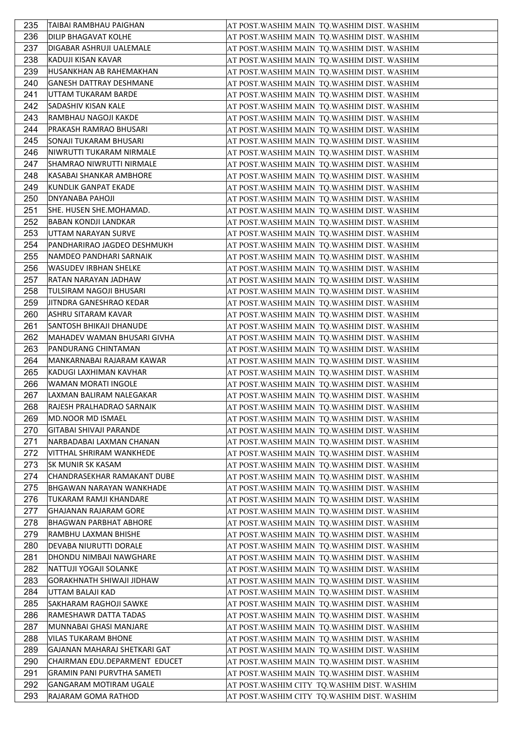| | | |
|---|---|---|
| 235 | TAIBAI RAMBHAU PAIGHAN | AT POST.WASHIM MAIN TQ.WASHIM DIST. WASHIM |
| 236 | DILIP BHAGAVAT KOLHE | AT POST.WASHIM MAIN TQ.WASHIM DIST. WASHIM |
| 237 | DIGABAR ASHRUJI UALEMALE | AT POST.WASHIM MAIN TQ.WASHIM DIST. WASHIM |
| 238 | KADUJI KISAN KAVAR | AT POST.WASHIM MAIN TQ.WASHIM DIST. WASHIM |
| 239 | HUSANKHAN AB RAHEMAKHAN | AT POST.WASHIM MAIN TQ.WASHIM DIST. WASHIM |
| 240 | GANESH DATTRAY DESHMANE | AT POST.WASHIM MAIN TQ.WASHIM DIST. WASHIM |
| 241 | UTTAM TUKARAM BARDE | AT POST.WASHIM MAIN TQ.WASHIM DIST. WASHIM |
| 242 | SADASHIV KISAN KALE | AT POST.WASHIM MAIN TQ.WASHIM DIST. WASHIM |
| 243 | RAMBHAU NAGOJI KAKDE | AT POST.WASHIM MAIN TQ.WASHIM DIST. WASHIM |
| 244 | PRAKASH RAMRAO BHUSARI | AT POST.WASHIM MAIN TQ.WASHIM DIST. WASHIM |
| 245 | SONAJI TUKARAM BHUSARI | AT POST.WASHIM MAIN TQ.WASHIM DIST. WASHIM |
| 246 | NIWRUTTI TUKARAM NIRMALE | AT POST.WASHIM MAIN TQ.WASHIM DIST. WASHIM |
| 247 | SHAMRAO NIWRUTTI NIRMALE | AT POST.WASHIM MAIN TQ.WASHIM DIST. WASHIM |
| 248 | KASABAI SHANKAR AMBHORE | AT POST.WASHIM MAIN TQ.WASHIM DIST. WASHIM |
| 249 | KUNDLIK GANPAT EKADE | AT POST.WASHIM MAIN TQ.WASHIM DIST. WASHIM |
| 250 | DNYANABA PAHOJI | AT POST.WASHIM MAIN TQ.WASHIM DIST. WASHIM |
| 251 | SHE. HUSEN SHE.MOHAMAD. | AT POST.WASHIM MAIN TQ.WASHIM DIST. WASHIM |
| 252 | BABAN KONDJI LANDKAR | AT POST.WASHIM MAIN TQ.WASHIM DIST. WASHIM |
| 253 | UTTAM NARAYAN SURVE | AT POST.WASHIM MAIN TQ.WASHIM DIST. WASHIM |
| 254 | PANDHARIRAO JAGDEO DESHMUKH | AT POST.WASHIM MAIN TQ.WASHIM DIST. WASHIM |
| 255 | NAMDEO PANDHARI SARNAIK | AT POST.WASHIM MAIN TQ.WASHIM DIST. WASHIM |
| 256 | WASUDEV IRBHAN SHELKE | AT POST.WASHIM MAIN TQ.WASHIM DIST. WASHIM |
| 257 | RATAN NARAYAN JADHAW | AT POST.WASHIM MAIN TQ.WASHIM DIST. WASHIM |
| 258 | TULSIRAM NAGOJI BHUSARI | AT POST.WASHIM MAIN TQ.WASHIM DIST. WASHIM |
| 259 | JITNDRA GANESHRAO KEDAR | AT POST.WASHIM MAIN TQ.WASHIM DIST. WASHIM |
| 260 | ASHRU SITARAM KAVAR | AT POST.WASHIM MAIN TQ.WASHIM DIST. WASHIM |
| 261 | SANTOSH BHIKAJI DHANUDE | AT POST.WASHIM MAIN TQ.WASHIM DIST. WASHIM |
| 262 | MAHADEV WAMAN BHUSARI GIVHA | AT POST.WASHIM MAIN TQ.WASHIM DIST. WASHIM |
| 263 | PANDURANG CHINTAMAN | AT POST.WASHIM MAIN TQ.WASHIM DIST. WASHIM |
| 264 | MANKARNABAI RAJARAM KAWAR | AT POST.WASHIM MAIN TQ.WASHIM DIST. WASHIM |
| 265 | KADUGI LAXHIMAN KAVHAR | AT POST.WASHIM MAIN TQ.WASHIM DIST. WASHIM |
| 266 | WAMAN MORATI INGOLE | AT POST.WASHIM MAIN TQ.WASHIM DIST. WASHIM |
| 267 | LAXMAN BALIRAM NALEGAKAR | AT POST.WASHIM MAIN TQ.WASHIM DIST. WASHIM |
| 268 | RAJESH PRALHADRAO SARNAIK | AT POST.WASHIM MAIN TQ.WASHIM DIST. WASHIM |
| 269 | MD.NOOR MD ISMAEL | AT POST.WASHIM MAIN TQ.WASHIM DIST. WASHIM |
| 270 | GITABAI SHIVAJI PARANDE | AT POST.WASHIM MAIN TQ.WASHIM DIST. WASHIM |
| 271 | NARBADABAI LAXMAN CHANAN | AT POST.WASHIM MAIN TQ.WASHIM DIST. WASHIM |
| 272 | VITTHAL SHRIRAM WANKHEDE | AT POST.WASHIM MAIN TQ.WASHIM DIST. WASHIM |
| 273 | SK MUNIR SK KASAM | AT POST.WASHIM MAIN TQ.WASHIM DIST. WASHIM |
| 274 | CHANDRASEKHAR RAMAKANT DUBE | AT POST.WASHIM MAIN TQ.WASHIM DIST. WASHIM |
| 275 | BHGAWAN NARAYAN WANKHADE | AT POST.WASHIM MAIN TQ.WASHIM DIST. WASHIM |
| 276 | TUKARAM RAMJI KHANDARE | AT POST.WASHIM MAIN TQ.WASHIM DIST. WASHIM |
| 277 | GHAJANAN RAJARAM GORE | AT POST.WASHIM MAIN TQ.WASHIM DIST. WASHIM |
| 278 | BHAGWAN PARBHAT ABHORE | AT POST.WASHIM MAIN TQ.WASHIM DIST. WASHIM |
| 279 | RAMBHU LAXMAN BHISHE | AT POST.WASHIM MAIN TQ.WASHIM DIST. WASHIM |
| 280 | DEVABA NIURUTTI DORALE | AT POST.WASHIM MAIN TQ.WASHIM DIST. WASHIM |
| 281 | DHONDU NIMBAJI NAWGHARE | AT POST.WASHIM MAIN TQ.WASHIM DIST. WASHIM |
| 282 | NATTUJI YOGAJI SOLANKE | AT POST.WASHIM MAIN TQ.WASHIM DIST. WASHIM |
| 283 | GORAKHNATH SHIWAJI JIDHAW | AT POST.WASHIM MAIN TQ.WASHIM DIST. WASHIM |
| 284 | UTTAM BALAJI KAD | AT POST.WASHIM MAIN TQ.WASHIM DIST. WASHIM |
| 285 | SAKHARAM RAGHOJI SAWKE | AT POST.WASHIM MAIN TQ.WASHIM DIST. WASHIM |
| 286 | RAMESHAWR DATTA TADAS | AT POST.WASHIM MAIN TQ.WASHIM DIST. WASHIM |
| 287 | MUNNABAI GHASI MANJARE | AT POST.WASHIM MAIN TQ.WASHIM DIST. WASHIM |
| 288 | VILAS TUKARAM BHONE | AT POST.WASHIM MAIN TQ.WASHIM DIST. WASHIM |
| 289 | GAJANAN MAHARAJ SHETKARI GAT | AT POST.WASHIM MAIN TQ.WASHIM DIST. WASHIM |
| 290 | CHAIRMAN EDU.DEPARMENT EDUCET | AT POST.WASHIM MAIN TQ.WASHIM DIST. WASHIM |
| 291 | GRAMIN PANI PURVTHA SAMETI | AT POST.WASHIM MAIN TQ.WASHIM DIST. WASHIM |
| 292 | GANGARAM MOTIRAM UGALE | AT POST.WASHIM CITY TQ.WASHIM DIST. WASHIM |
| 293 | RAJARAM GOMA RATHOD | AT POST.WASHIM CITY TQ.WASHIM DIST. WASHIM |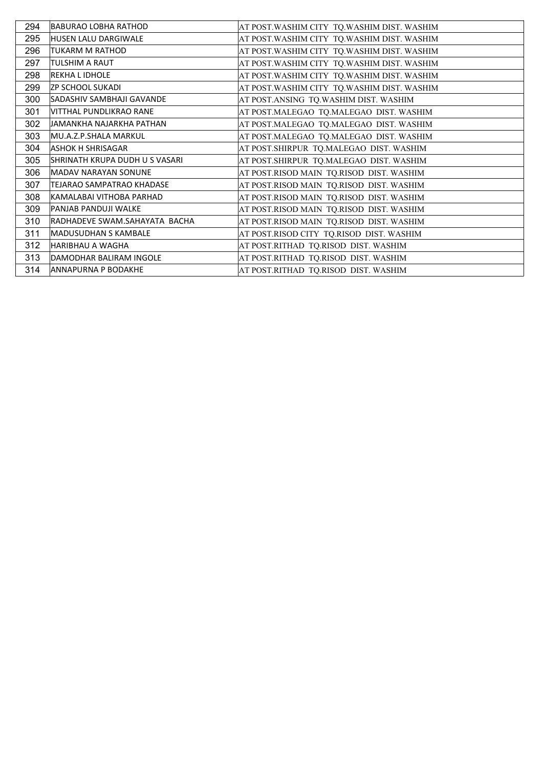| | | |
|---|---|---|
| 294 | BABURAO LOBHA RATHOD | AT POST.WASHIM CITY TQ.WASHIM DIST. WASHIM |
| 295 | HUSEN LALU DARGIWALE | AT POST.WASHIM CITY TQ.WASHIM DIST. WASHIM |
| 296 | TUKARM M RATHOD | AT POST.WASHIM CITY TQ.WASHIM DIST. WASHIM |
| 297 | TULSHIM A RAUT | AT POST.WASHIM CITY TQ.WASHIM DIST. WASHIM |
| 298 | REKHA L IDHOLE | AT POST.WASHIM CITY TQ.WASHIM DIST. WASHIM |
| 299 | ZP SCHOOL SUKADI | AT POST.WASHIM CITY TQ.WASHIM DIST. WASHIM |
| 300 | SADASHIV SAMBHAJI GAVANDE | AT POST.ANSING TQ.WASHIM DIST. WASHIM |
| 301 | VITTHAL PUNDLIKRAO RANE | AT POST.MALEGAO TQ.MALEGAO DIST. WASHIM |
| 302 | JAMANKHA NAJARKHA PATHAN | AT POST.MALEGAO TQ.MALEGAO DIST. WASHIM |
| 303 | MU.A.Z.P.SHALA MARKUL | AT POST.MALEGAO TQ.MALEGAO DIST. WASHIM |
| 304 | ASHOK H SHRISAGAR | AT POST.SHIRPUR TQ.MALEGAO DIST. WASHIM |
| 305 | SHRINATH KRUPA DUDH U S VASARI | AT POST.SHIRPUR TQ.MALEGAO DIST. WASHIM |
| 306 | MADAV NARAYAN SONUNE | AT POST.RISOD MAIN TQ.RISOD DIST. WASHIM |
| 307 | TEJARAO SAMPATRAO KHADASE | AT POST.RISOD MAIN TQ.RISOD DIST. WASHIM |
| 308 | KAMALABAI VITHOBA PARHAD | AT POST.RISOD MAIN TQ.RISOD DIST. WASHIM |
| 309 | PANJAB PANDUJI WALKE | AT POST.RISOD MAIN TQ.RISOD DIST. WASHIM |
| 310 | RADHADEVE SWAM.SAHAYATA BACHA | AT POST.RISOD MAIN TQ.RISOD DIST. WASHIM |
| 311 | MADUSUDHAN S KAMBALE | AT POST.RISOD CITY TQ.RISOD DIST. WASHIM |
| 312 | HARIBHAU A WAGHA | AT POST.RITHAD TQ.RISOD DIST. WASHIM |
| 313 | DAMODHAR BALIRAM INGOLE | AT POST.RITHAD TQ.RISOD DIST. WASHIM |
| 314 | ANNAPURNA P BODAKHE | AT POST.RITHAD TQ.RISOD DIST. WASHIM |